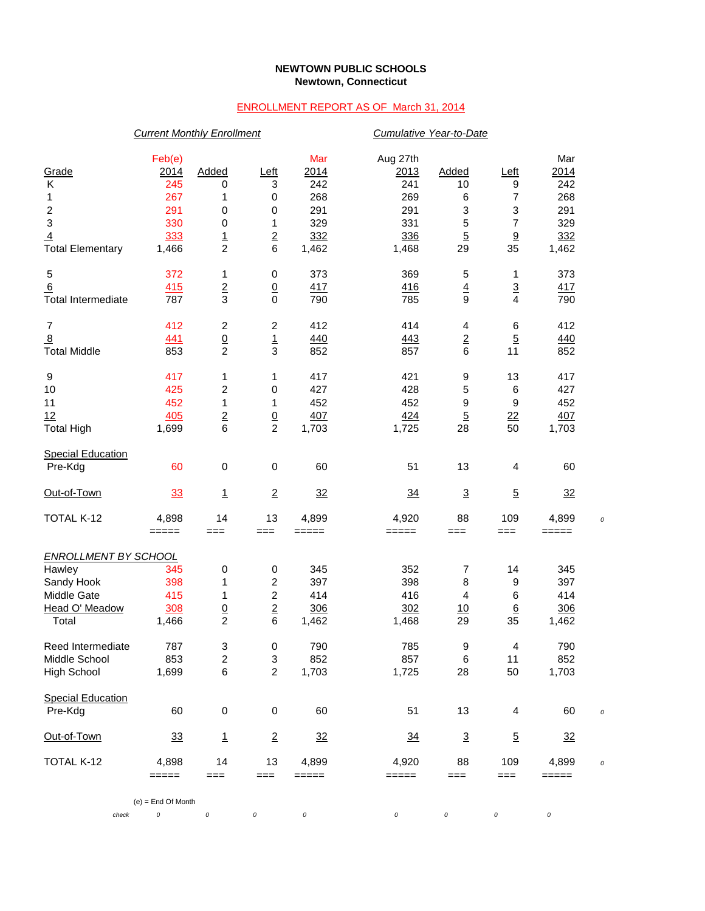**NEWTOWN PUBLIC SCHOOLS**
**Newtown, Connecticut**

ENROLLMENT REPORT AS OF March 31, 2014

| | *Current Monthly Enrollment* | | | | *Cumulative Year-to-Date* | | | | |
|---|---|---|---|---|---|---|---|---|---|
| Grade | Feb(e) 2014 | Added | Left | Mar 2014 | Aug 27th 2013 | Added | Left | Mar 2014 | |
| K | 245 | 0 | 3 | 242 | 241 | 10 | 9 | 242 | |
| 1 | 267 | 1 | 0 | 268 | 269 | 6 | 7 | 268 | |
| 2 | 291 | 0 | 0 | 291 | 291 | 3 | 3 | 291 | |
| 3 | 330 | 0 | 1 | 329 | 331 | 5 | 7 | 329 | |
| 4 | 333 | 1 | 2 | 332 | 336 | 5 | 9 | 332 | |
| Total Elementary | 1,466 | 2 | 6 | 1,462 | 1,468 | 29 | 35 | 1,462 | |
| 5 | 372 | 1 | 0 | 373 | 369 | 5 | 1 | 373 | |
| 6 | 415 | 2 | 0 | 417 | 416 | 4 | 3 | 417 | |
| Total Intermediate | 787 | 3 | 0 | 790 | 785 | 9 | 4 | 790 | |
| 7 | 412 | 2 | 2 | 412 | 414 | 4 | 6 | 412 | |
| 8 | 441 | 0 | 1 | 440 | 443 | 2 | 5 | 440 | |
| Total Middle | 853 | 2 | 3 | 852 | 857 | 6 | 11 | 852 | |
| 9 | 417 | 1 | 1 | 417 | 421 | 9 | 13 | 417 | |
| 10 | 425 | 2 | 0 | 427 | 428 | 5 | 6 | 427 | |
| 11 | 452 | 1 | 1 | 452 | 452 | 9 | 9 | 452 | |
| 12 | 405 | 2 | 0 | 407 | 424 | 5 | 22 | 407 | |
| Total High | 1,699 | 6 | 2 | 1,703 | 1,725 | 28 | 50 | 1,703 | |
| Special Education | | | | | | | | | |
| Pre-Kdg | 60 | 0 | 0 | 60 | 51 | 13 | 4 | 60 | |
| Out-of-Town | 33 | 1 | 2 | 32 | 34 | 3 | 5 | 32 | |
| TOTAL K-12 | 4,898 | 14 | 13 | 4,899 | 4,920 | 88 | 109 | 4,899 | 0 |
| | ===== | === | === | ===== | ===== | === | === | ===== | |
| *ENROLLMENT BY SCHOOL* | | | | | | | | | |
| Hawley | 345 | 0 | 0 | 345 | 352 | 7 | 14 | 345 | |
| Sandy Hook | 398 | 1 | 2 | 397 | 398 | 8 | 9 | 397 | |
| Middle Gate | 415 | 1 | 2 | 414 | 416 | 4 | 6 | 414 | |
| Head O' Meadow | 308 | 0 | 2 | 306 | 302 | 10 | 6 | 306 | |
| Total | 1,466 | 2 | 6 | 1,462 | 1,468 | 29 | 35 | 1,462 | |
| Reed Intermediate | 787 | 3 | 0 | 790 | 785 | 9 | 4 | 790 | |
| Middle School | 853 | 2 | 3 | 852 | 857 | 6 | 11 | 852 | |
| High School | 1,699 | 6 | 2 | 1,703 | 1,725 | 28 | 50 | 1,703 | |
| Special Education | | | | | | | | | |
| Pre-Kdg | 60 | 0 | 0 | 60 | 51 | 13 | 4 | 60 | 0 |
| Out-of-Town | 33 | 1 | 2 | 32 | 34 | 3 | 5 | 32 | |
| TOTAL K-12 | 4,898 | 14 | 13 | 4,899 | 4,920 | 88 | 109 | 4,899 | 0 |
| | ===== | === | === | ===== | ===== | === | === | ===== | |

(e) = End Of Month

| check | 0 | 0 | 0 | 0 | 0 | 0 | 0 | 0 |
|---|---|---|---|---|---|---|---|---|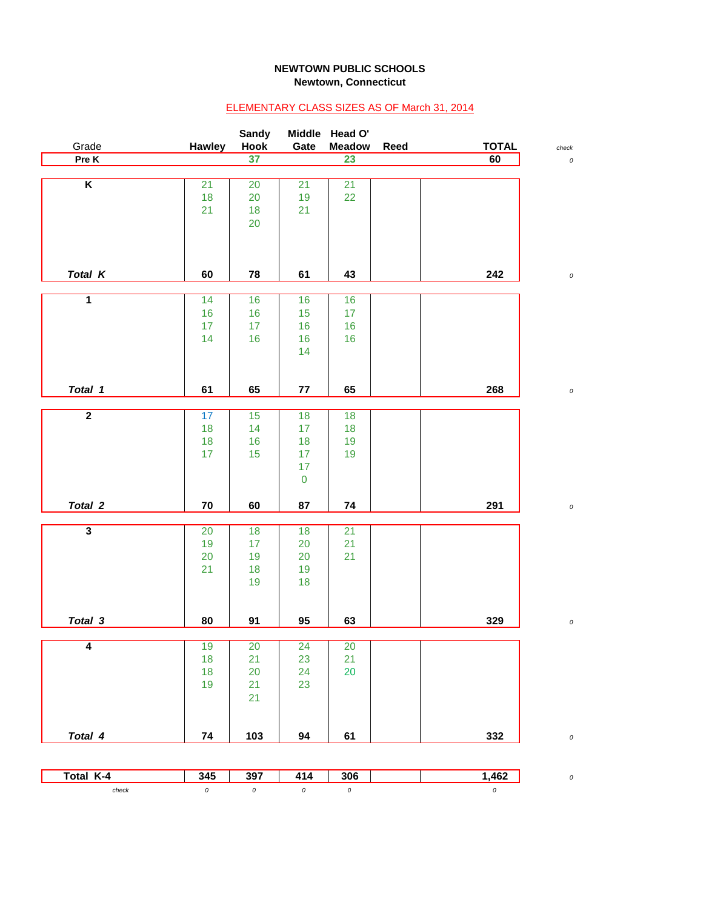**NEWTOWN PUBLIC SCHOOLS**
**Newtown, Connecticut**

ELEMENTARY CLASS SIZES AS OF March 31, 2014

| Grade | Hawley | Sandy Hook | Middle Gate | Head O' Meadow | Reed | TOTAL | check |
|---|---|---|---|---|---|---|---|
| **Pre K** | | 37 | | 23 | | **60** | 0 |
| **K** | 21 | 20 | 21 | 21 | | | |
| | 18 | 20 | 19 | 22 | | | |
| | 21 | 18 | 21 | | | | |
| | | 20 | | | | | |
| ***Total K*** | **60** | **78** | **61** | **43** | | **242** | 0 |
| **1** | 14 | 16 | 16 | 16 | | | |
| | 16 | 16 | 15 | 17 | | | |
| | 17 | 17 | 16 | 16 | | | |
| | 14 | 16 | 16 | 16 | | | |
| | | | 14 | | | | |
| ***Total 1*** | **61** | **65** | **77** | **65** | | **268** | 0 |
| **2** | 17 | 15 | 18 | 18 | | | |
| | 18 | 14 | 17 | 18 | | | |
| | 18 | 16 | 18 | 19 | | | |
| | 17 | 15 | 17 | 19 | | | |
| | | | 17 | | | | |
| | | | 0 | | | | |
| ***Total 2*** | **70** | **60** | **87** | **74** | | **291** | 0 |
| **3** | 20 | 18 | 18 | 21 | | | |
| | 19 | 17 | 20 | 21 | | | |
| | 20 | 19 | 20 | 21 | | | |
| | 21 | 18 | 19 | | | | |
| | | 19 | 18 | | | | |
| ***Total 3*** | **80** | **91** | **95** | **63** | | **329** | 0 |
| **4** | 19 | 20 | 24 | 20 | | | |
| | 18 | 21 | 23 | 21 | | | |
| | 18 | 20 | 24 | 20 | | | |
| | 19 | 21 | 23 | | | | |
| | | 21 | | | | | |
| ***Total 4*** | **74** | **103** | **94** | **61** | | **332** | 0 |
| **Total K-4** | **345** | **397** | **414** | **306** | | **1,462** | 0 |
| *check* | *0* | *0* | *0* | *0* | | *0* | |